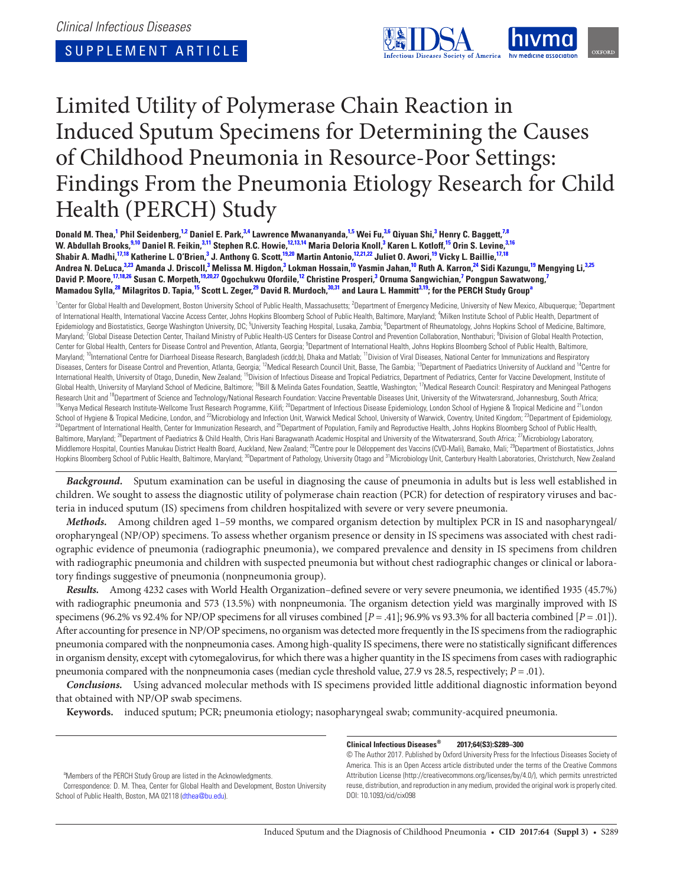*Clinical Infectious Diseases*

SUPPLEMENT ARTICLE

# Limited Utility of Polymerase Chain Reaction in Induced Sputum Specimens for Determining the Causes of Childhood Pneumonia in Resource-Poor Settings: Findings From the Pneumonia Etiology Research for Child Health (PERCH) Study

**Donald M. Thea,[1] Phil Seidenberg,[1,2] Daniel E. Park,[3,4] Lawrence Mwananyanda,[1,5] Wei Fu,[3,6] Qiyuan Shi,[3] Henry C. Baggett,[7,8] W. Abdullah Brooks,[9,10] Daniel R. Feikin,[3,11] Stephen R.C. Howie,[12,13,14] Maria Deloria Knoll,[3] Karen L. Kotloff,[15] Orin S. Levine,[3,16] Shabir A. Madhi,[17,18] Katherine L. O'Brien,[3] J. Anthony G. Scott,[19,20] Martin Antonio,[12,21,22] Juliet O. Awori,[19] Vicky L. Baillie,[17,18] Andrea N. DeLuca,[3,23] Amanda J. Driscoll,[3] Melissa M. Higdon,[3] Lokman Hossain,[10] Yasmin Jahan,[10] Ruth A. Karron,[24] Sidi Kazungu,[19] Mengying Li,[3,25] David P. Moore,[17,18,26] Susan C. Morpeth,[19,20,27] Ogochukwu Ofordile,[12] Christine Prosperi,[3] Ornuma Sangwichian,[7] Pongpun Sawatwong,[7] Mamadou Sylla,[28] Milagritos D. Tapia,[15] Scott L. Zeger,[29] David R. Murdoch,[30,31] and Laura L. Hammitt[3,19]; for the PERCH Study Group[a]**

[1]Center for Global Health and Development, Boston University School of Public Health, Massachusetts; [2]Department of Emergency Medicine, University of New Mexico, Albuquerque; [3]Department of International Health, International Vaccine Access Center, Johns Hopkins Bloomberg School of Public Health, Baltimore, Maryland; [4]Milken Institute School of Public Health, Department of Epidemiology and Biostatistics, George Washington University, DC; [5]University Teaching Hospital, Lusaka, Zambia; [6]Department of Rheumatology, Johns Hopkins School of Medicine, Baltimore, Maryland; [7]Global Disease Detection Center, Thailand Ministry of Public Health-US Centers for Disease Control and Prevention Collaboration, Nonthaburi; [8]Division of Global Health Protection, Center for Global Health, Centers for Disease Control and Prevention, Atlanta, Georgia; [9]Department of International Health, Johns Hopkins Bloomberg School of Public Health, Baltimore, Maryland; [10]International Centre for Diarrhoeal Disease Research, Bangladesh (icddr,b), Dhaka and Matlab; [11]Division of Viral Diseases, National Center for Immunizations and Respiratory Diseases, Centers for Disease Control and Prevention, Atlanta, Georgia; [12]Medical Research Council Unit, Basse, The Gambia; [13]Department of Paediatrics University of Auckland and [14]Centre for International Health, University of Otago, Dunedin, New Zealand; [15]Division of Infectious Disease and Tropical Pediatrics, Department of Pediatrics, Center for Vaccine Development, Institute of Global Health, University of Maryland School of Medicine, Baltimore; [16]Bill & Melinda Gates Foundation, Seattle, Washington; [17]Medical Research Council: Respiratory and Meningeal Pathogens Research Unit and [18]Department of Science and Technology/National Research Foundation: Vaccine Preventable Diseases Unit, University of the Witwatersrand, Johannesburg, South Africa; [19]Kenya Medical Research Institute-Wellcome Trust Research Programme, Kilifi; [20]Department of Infectious Disease Epidemiology, London School of Hygiene & Tropical Medicine and [21]London School of Hygiene & Tropical Medicine, London, and [22]Microbiology and Infection Unit, Warwick Medical School, University of Warwick, Coventry, United Kingdom; [23]Department of Epidemiology, [24]Department of International Health, Center for Immunization Research, and [25]Department of Population, Family and Reproductive Health, Johns Hopkins Bloomberg School of Public Health, Baltimore, Maryland; [26]Department of Paediatrics & Child Health, Chris Hani Baragwanath Academic Hospital and University of the Witwatersrand, South Africa; [27]Microbiology Laboratory, Middlemore Hospital, Counties Manukau District Health Board, Auckland, New Zealand; [28]Centre pour le Développement des Vaccins (CVD-Mali), Bamako, Mali; [29]Department of Biostatistics, Johns Hopkins Bloomberg School of Public Health, Baltimore, Maryland; [30]Department of Pathology, University Otago and [31]Microbiology Unit, Canterbury Health Laboratories, Christchurch, New Zealand

***Background.*** Sputum examination can be useful in diagnosing the cause of pneumonia in adults but is less well established in children. We sought to assess the diagnostic utility of polymerase chain reaction (PCR) for detection of respiratory viruses and bacteria in induced sputum (IS) specimens from children hospitalized with severe or very severe pneumonia.

***Methods.*** Among children aged 1–59 months, we compared organism detection by multiplex PCR in IS and nasopharyngeal/oropharyngeal (NP/OP) specimens. To assess whether organism presence or density in IS specimens was associated with chest radiographic evidence of pneumonia (radiographic pneumonia), we compared prevalence and density in IS specimens from children with radiographic pneumonia and children with suspected pneumonia but without chest radiographic changes or clinical or laboratory findings suggestive of pneumonia (nonpneumonia group).

***Results.*** Among 4232 cases with World Health Organization–defined severe or very severe pneumonia, we identified 1935 (45.7%) with radiographic pneumonia and 573 (13.5%) with nonpneumonia. The organism detection yield was marginally improved with IS specimens (96.2% vs 92.4% for NP/OP specimens for all viruses combined [$P = .41$]; 96.9% vs 93.3% for all bacteria combined [$P = .01$]). After accounting for presence in NP/OP specimens, no organism was detected more frequently in the IS specimens from the radiographic pneumonia compared with the nonpneumonia cases. Among high-quality IS specimens, there were no statistically significant differences in organism density, except with cytomegalovirus, for which there was a higher quantity in the IS specimens from cases with radiographic pneumonia compared with the nonpneumonia cases (median cycle threshold value, 27.9 vs 28.5, respectively; $P = .01$).

***Conclusions.*** Using advanced molecular methods with IS specimens provided little additional diagnostic information beyond that obtained with NP/OP swab specimens.

**Keywords.** induced sputum; PCR; pneumonia etiology; nasopharyngeal swab; community-acquired pneumonia.

[a]Members of the PERCH Study Group are listed in the Acknowledgments.

Correspondence: D. M. Thea, Center for Global Health and Development, Boston University School of Public Health, Boston, MA 02118 (dthea@bu.edu).

**Clinical Infectious Diseases® 2017;64(S3):S289–300**

© The Author 2017. Published by Oxford University Press for the Infectious Diseases Society of America. This is an Open Access article distributed under the terms of the Creative Commons Attribution License (http://creativecommons.org/licenses/by/4.0/), which permits unrestricted reuse, distribution, and reproduction in any medium, provided the original work is properly cited. DOI: 10.1093/cid/cix098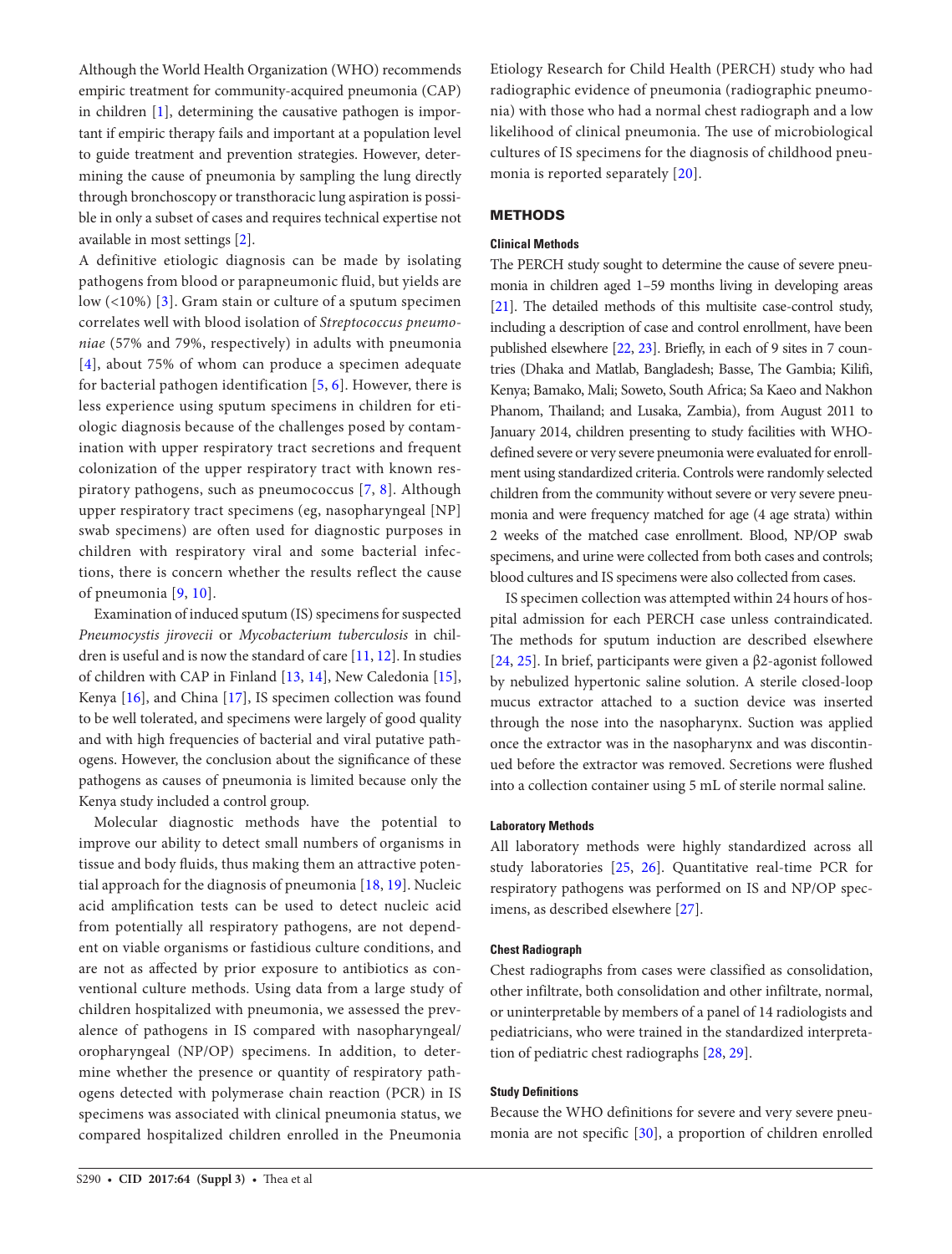Although the World Health Organization (WHO) recommends empiric treatment for community-acquired pneumonia (CAP) in children [1], determining the causative pathogen is important if empiric therapy fails and important at a population level to guide treatment and prevention strategies. However, determining the cause of pneumonia by sampling the lung directly through bronchoscopy or transthoracic lung aspiration is possible in only a subset of cases and requires technical expertise not available in most settings [2].

A definitive etiologic diagnosis can be made by isolating pathogens from blood or parapneumonic fluid, but yields are low (<10%) [3]. Gram stain or culture of a sputum specimen correlates well with blood isolation of *Streptococcus pneumoniae* (57% and 79%, respectively) in adults with pneumonia [4], about 75% of whom can produce a specimen adequate for bacterial pathogen identification [5, 6]. However, there is less experience using sputum specimens in children for etiologic diagnosis because of the challenges posed by contamination with upper respiratory tract secretions and frequent colonization of the upper respiratory tract with known respiratory pathogens, such as pneumococcus [7, 8]. Although upper respiratory tract specimens (eg, nasopharyngeal [NP] swab specimens) are often used for diagnostic purposes in children with respiratory viral and some bacterial infections, there is concern whether the results reflect the cause of pneumonia [9, 10].

Examination of induced sputum (IS) specimens for suspected *Pneumocystis jirovecii* or *Mycobacterium tuberculosis* in children is useful and is now the standard of care [11, 12]. In studies of children with CAP in Finland [13, 14], New Caledonia [15], Kenya [16], and China [17], IS specimen collection was found to be well tolerated, and specimens were largely of good quality and with high frequencies of bacterial and viral putative pathogens. However, the conclusion about the significance of these pathogens as causes of pneumonia is limited because only the Kenya study included a control group.

Molecular diagnostic methods have the potential to improve our ability to detect small numbers of organisms in tissue and body fluids, thus making them an attractive potential approach for the diagnosis of pneumonia [18, 19]. Nucleic acid amplification tests can be used to detect nucleic acid from potentially all respiratory pathogens, are not dependent on viable organisms or fastidious culture conditions, and are not as affected by prior exposure to antibiotics as conventional culture methods. Using data from a large study of children hospitalized with pneumonia, we assessed the prevalence of pathogens in IS compared with nasopharyngeal/oropharyngeal (NP/OP) specimens. In addition, to determine whether the presence or quantity of respiratory pathogens detected with polymerase chain reaction (PCR) in IS specimens was associated with clinical pneumonia status, we compared hospitalized children enrolled in the Pneumonia Etiology Research for Child Health (PERCH) study who had radiographic evidence of pneumonia (radiographic pneumonia) with those who had a normal chest radiograph and a low likelihood of clinical pneumonia. The use of microbiological cultures of IS specimens for the diagnosis of childhood pneumonia is reported separately [20].

## METHODS

### Clinical Methods

The PERCH study sought to determine the cause of severe pneumonia in children aged 1–59 months living in developing areas [21]. The detailed methods of this multisite case-control study, including a description of case and control enrollment, have been published elsewhere [22, 23]. Briefly, in each of 9 sites in 7 countries (Dhaka and Matlab, Bangladesh; Basse, The Gambia; Kilifi, Kenya; Bamako, Mali; Soweto, South Africa; Sa Kaeo and Nakhon Phanom, Thailand; and Lusaka, Zambia), from August 2011 to January 2014, children presenting to study facilities with WHO-defined severe or very severe pneumonia were evaluated for enrollment using standardized criteria. Controls were randomly selected children from the community without severe or very severe pneumonia and were frequency matched for age (4 age strata) within 2 weeks of the matched case enrollment. Blood, NP/OP swab specimens, and urine were collected from both cases and controls; blood cultures and IS specimens were also collected from cases.

IS specimen collection was attempted within 24 hours of hospital admission for each PERCH case unless contraindicated. The methods for sputum induction are described elsewhere [24, 25]. In brief, participants were given a β2-agonist followed by nebulized hypertonic saline solution. A sterile closed-loop mucus extractor attached to a suction device was inserted through the nose into the nasopharynx. Suction was applied once the extractor was in the nasopharynx and was discontinued before the extractor was removed. Secretions were flushed into a collection container using 5 mL of sterile normal saline.

### Laboratory Methods

All laboratory methods were highly standardized across all study laboratories [25, 26]. Quantitative real-time PCR for respiratory pathogens was performed on IS and NP/OP specimens, as described elsewhere [27].

### Chest Radiograph

Chest radiographs from cases were classified as consolidation, other infiltrate, both consolidation and other infiltrate, normal, or uninterpretable by members of a panel of 14 radiologists and pediatricians, who were trained in the standardized interpretation of pediatric chest radiographs [28, 29].

### Study Definitions

Because the WHO definitions for severe and very severe pneumonia are not specific [30], a proportion of children enrolled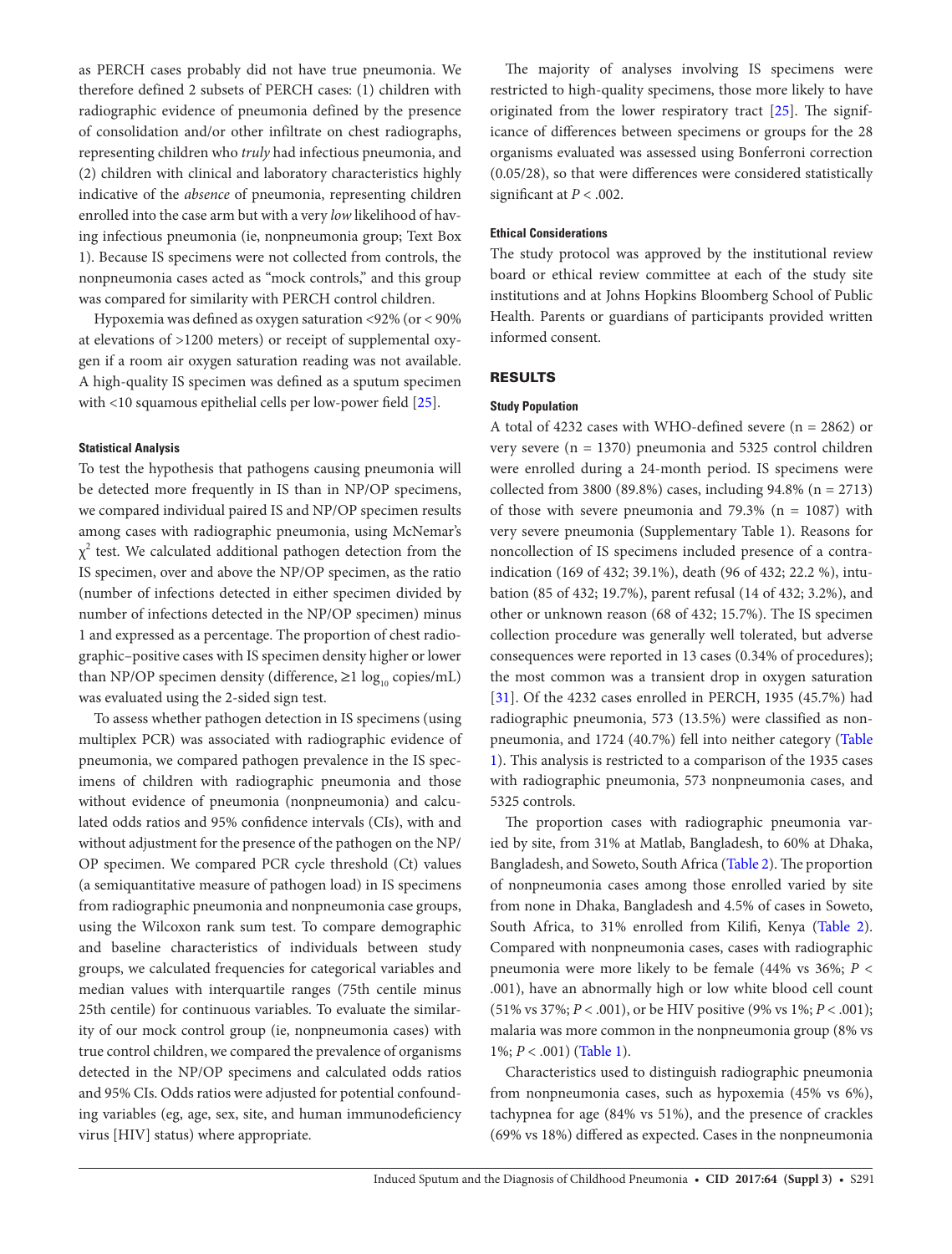as PERCH cases probably did not have true pneumonia. We therefore defined 2 subsets of PERCH cases: (1) children with radiographic evidence of pneumonia defined by the presence of consolidation and/or other infiltrate on chest radiographs, representing children who *truly* had infectious pneumonia, and (2) children with clinical and laboratory characteristics highly indicative of the *absence* of pneumonia, representing children enrolled into the case arm but with a very *low* likelihood of having infectious pneumonia (ie, nonpneumonia group; Text Box 1). Because IS specimens were not collected from controls, the nonpneumonia cases acted as "mock controls," and this group was compared for similarity with PERCH control children.

Hypoxemia was defined as oxygen saturation <92% (or < 90% at elevations of >1200 meters) or receipt of supplemental oxygen if a room air oxygen saturation reading was not available. A high-quality IS specimen was defined as a sputum specimen with <10 squamous epithelial cells per low-power field [25].

#### Statistical Analysis

To test the hypothesis that pathogens causing pneumonia will be detected more frequently in IS than in NP/OP specimens, we compared individual paired IS and NP/OP specimen results among cases with radiographic pneumonia, using McNemar's $\chi^2$ test. We calculated additional pathogen detection from the IS specimen, over and above the NP/OP specimen, as the ratio (number of infections detected in either specimen divided by number of infections detected in the NP/OP specimen) minus 1 and expressed as a percentage. The proportion of chest radiographic–positive cases with IS specimen density higher or lower than NP/OP specimen density (difference, ≥1 $\log_{10}$ copies/mL) was evaluated using the 2-sided sign test.

To assess whether pathogen detection in IS specimens (using multiplex PCR) was associated with radiographic evidence of pneumonia, we compared pathogen prevalence in the IS specimens of children with radiographic pneumonia and those without evidence of pneumonia (nonpneumonia) and calculated odds ratios and 95% confidence intervals (CIs), with and without adjustment for the presence of the pathogen on the NP/OP specimen. We compared PCR cycle threshold (Ct) values (a semiquantitative measure of pathogen load) in IS specimens from radiographic pneumonia and nonpneumonia case groups, using the Wilcoxon rank sum test. To compare demographic and baseline characteristics of individuals between study groups, we calculated frequencies for categorical variables and median values with interquartile ranges (75th centile minus 25th centile) for continuous variables. To evaluate the similarity of our mock control group (ie, nonpneumonia cases) with true control children, we compared the prevalence of organisms detected in the NP/OP specimens and calculated odds ratios and 95% CIs. Odds ratios were adjusted for potential confounding variables (eg, age, sex, site, and human immunodeficiency virus [HIV] status) where appropriate.

The majority of analyses involving IS specimens were restricted to high-quality specimens, those more likely to have originated from the lower respiratory tract [25]. The significance of differences between specimens or groups for the 28 organisms evaluated was assessed using Bonferroni correction (0.05/28), so that were differences were considered statistically significant at $P < .002$.

#### Ethical Considerations

The study protocol was approved by the institutional review board or ethical review committee at each of the study site institutions and at Johns Hopkins Bloomberg School of Public Health. Parents or guardians of participants provided written informed consent.

## RESULTS

#### Study Population

A total of 4232 cases with WHO-defined severe (n = 2862) or very severe (n = 1370) pneumonia and 5325 control children were enrolled during a 24-month period. IS specimens were collected from 3800 (89.8%) cases, including 94.8% (n = 2713) of those with severe pneumonia and 79.3% (n = 1087) with very severe pneumonia (Supplementary Table 1). Reasons for noncollection of IS specimens included presence of a contraindication (169 of 432; 39.1%), death (96 of 432; 22.2 %), intubation (85 of 432; 19.7%), parent refusal (14 of 432; 3.2%), and other or unknown reason (68 of 432; 15.7%). The IS specimen collection procedure was generally well tolerated, but adverse consequences were reported in 13 cases (0.34% of procedures); the most common was a transient drop in oxygen saturation [31]. Of the 4232 cases enrolled in PERCH, 1935 (45.7%) had radiographic pneumonia, 573 (13.5%) were classified as nonpneumonia, and 1724 (40.7%) fell into neither category (Table 1). This analysis is restricted to a comparison of the 1935 cases with radiographic pneumonia, 573 nonpneumonia cases, and 5325 controls.

The proportion cases with radiographic pneumonia varied by site, from 31% at Matlab, Bangladesh, to 60% at Dhaka, Bangladesh, and Soweto, South Africa (Table 2). The proportion of nonpneumonia cases among those enrolled varied by site from none in Dhaka, Bangladesh and 4.5% of cases in Soweto, South Africa, to 31% enrolled from Kilifi, Kenya (Table 2). Compared with nonpneumonia cases, cases with radiographic pneumonia were more likely to be female (44% vs 36%; $P < .001$), have an abnormally high or low white blood cell count (51% vs 37%; $P < .001$), or be HIV positive (9% vs 1%; $P < .001$); malaria was more common in the nonpneumonia group (8% vs 1%; $P < .001$) (Table 1).

Characteristics used to distinguish radiographic pneumonia from nonpneumonia cases, such as hypoxemia (45% vs 6%), tachypnea for age (84% vs 51%), and the presence of crackles (69% vs 18%) differed as expected. Cases in the nonpneumonia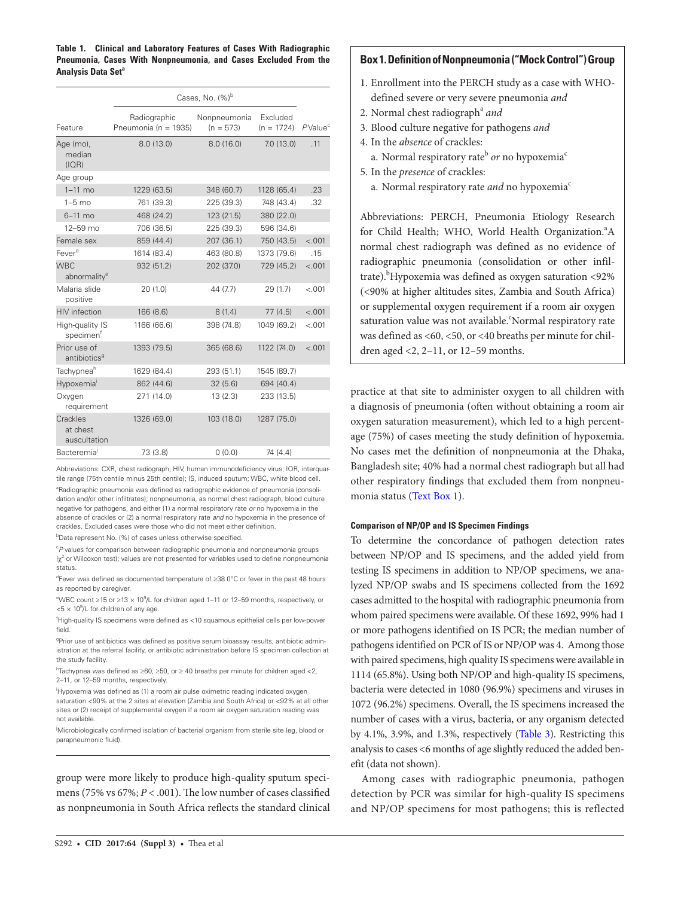**Table 1. Clinical and Laboratory Features of Cases With Radiographic Pneumonia, Cases With Nonpneumonia, and Cases Excluded From the Analysis Data Set[a]**

| | Cases, No. (%)[b] | | | |
|---|---|---|---|---|
| Feature | Radiographic Pneumonia (n = 1935) | Nonpneumonia (n = 573) | Excluded (n = 1724) | *P* Value[c] |
| Age (mo), median (IQR) | 8.0 (13.0) | 8.0 (16.0) | 7.0 (13.0) | .11 |
| Age group | | | | |
| 1–11 mo | 1229 (63.5) | 348 (60.7) | 1128 (65.4) | .23 |
| 1–5 mo | 761 (39.3) | 225 (39.3) | 748 (43.4) | .32 |
| 6–11 mo | 468 (24.2) | 123 (21.5) | 380 (22.0) | |
| 12–59 mo | 706 (36.5) | 225 (39.3) | 596 (34.6) | |
| Female sex | 859 (44.4) | 207 (36.1) | 750 (43.5) | <.001 |
| Fever[d] | 1614 (83.4) | 463 (80.8) | 1373 (79.6) | .15 |
| WBC abnormality[e] | 932 (51.2) | 202 (37.0) | 729 (45.2) | <.001 |
| Malaria slide positive | 20 (1.0) | 44 (7.7) | 29 (1.7) | <.001 |
| HIV infection | 166 (8.6) | 8 (1.4) | 77 (4.5) | <.001 |
| High-quality IS specimen[f] | 1166 (66.6) | 398 (74.8) | 1049 (69.2) | <.001 |
| Prior use of antibiotics[g] | 1393 (79.5) | 365 (68.6) | 1122 (74.0) | <.001 |
| Tachypnea[h] | 1629 (84.4) | 293 (51.1) | 1545 (89.7) | |
| Hypoxemia[i] | 862 (44.6) | 32 (5.6) | 694 (40.4) | |
| Oxygen requirement | 271 (14.0) | 13 (2.3) | 233 (13.5) | |
| Crackles at chest auscultation | 1326 (69.0) | 103 (18.0) | 1287 (75.0) | |
| Bacteremia[j] | 73 (3.8) | 0 (0.0) | 74 (4.4) | |

Abbreviations: CXR, chest radiograph; HIV, human immunodeficiency virus; IQR, interquartile range (75th centile minus 25th centile); IS, induced sputum; WBC, white blood cell.

[a]Radiographic pneumonia was defined as radiographic evidence of pneumonia (consolidation and/or other infiltrates); nonpneumonia, as normal chest radiograph, blood culture negative for pathogens, and either (1) a normal respiratory rate *or* no hypoxemia in the absence of crackles or (2) a normal respiratory rate *and* no hypoxemia in the presence of crackles. Excluded cases were those who did not meet either definition.

[b]Data represent No. (%) of cases unless otherwise specified.

[c]*P* values for comparison between radiographic pneumonia and nonpneumonia groups ($\chi^2$ or Wilcoxon test); values are not presented for variables used to define nonpneumonia status.

[d]Fever was defined as documented temperature of ≥38.0°C or fever in the past 48 hours as reported by caregiver.

[e]WBC count ≥15 or ≥13 × $10^9$/L for children aged 1–11 or 12–59 months, respectively, or <5 × $10^9$/L for children of any age.

[f]High-quality IS specimens were defined as <10 squamous epithelial cells per low-power field.

[g]Prior use of antibiotics was defined as positive serum bioassay results, antibiotic administration at the referral facility, or antibiotic administration before IS specimen collection at the study facility.

[h]Tachypnea was defined as ≥60, ≥50, or ≥ 40 breaths per minute for children aged <2, 2–11, or 12–59 months, respectively.

[i]Hypoxemia was defined as (1) a room air pulse oximetric reading indicated oxygen saturation <90% at the 2 sites at elevation (Zambia and South Africa) or <92% at all other sites or (2) receipt of supplemental oxygen if a room air oxygen saturation reading was not available.

[j]Microbiologically confirmed isolation of bacterial organism from sterile site (eg, blood or parapneumonic fluid).

group were more likely to produce high-quality sputum specimens (75% vs 67%; $P < .001$). The low number of cases classified as nonpneumonia in South Africa reflects the standard clinical practice at that site to administer oxygen to all children with a diagnosis of pneumonia (often without obtaining a room air oxygen saturation measurement), which led to a high percentage (75%) of cases meeting the study definition of hypoxemia. No cases met the definition of nonpneumonia at the Dhaka, Bangladesh site; 40% had a normal chest radiograph but all had other respiratory findings that excluded them from nonpneumonia status (Text Box 1).

**Box 1. Definition of Nonpneumonia ("Mock Control") Group**

1. Enrollment into the PERCH study as a case with WHO-defined severe or very severe pneumonia *and*
2. Normal chest radiograph[a] *and*
3. Blood culture negative for pathogens *and*
4. In the *absence* of crackles:
   a. Normal respiratory rate[b] *or* no hypoxemia[c]
5. In the *presence* of crackles:
   a. Normal respiratory rate *and* no hypoxemia[c]

Abbreviations: PERCH, Pneumonia Etiology Research for Child Health; WHO, World Health Organization.[a]A normal chest radiograph was defined as no evidence of radiographic pneumonia (consolidation or other infiltrate).[b]Hypoxemia was defined as oxygen saturation <92% (<90% at higher altitudes sites, Zambia and South Africa) or supplemental oxygen requirement if a room air oxygen saturation value was not available.[c]Normal respiratory rate was defined as <60, <50, or <40 breaths per minute for children aged <2, 2–11, or 12–59 months.

#### Comparison of NP/OP and IS Specimen Findings

To determine the concordance of pathogen detection rates between NP/OP and IS specimens, and the added yield from testing IS specimens in addition to NP/OP specimens, we analyzed NP/OP swabs and IS specimens collected from the 1692 cases admitted to the hospital with radiographic pneumonia from whom paired specimens were available. Of these 1692, 99% had 1 or more pathogens identified on IS PCR; the median number of pathogens identified on PCR of IS or NP/OP was 4. Among those with paired specimens, high quality IS specimens were available in 1114 (65.8%). Using both NP/OP and high-quality IS specimens, bacteria were detected in 1080 (96.9%) specimens and viruses in 1072 (96.2%) specimens. Overall, the IS specimens increased the number of cases with a virus, bacteria, or any organism detected by 4.1%, 3.9%, and 1.3%, respectively (Table 3). Restricting this analysis to cases <6 months of age slightly reduced the added benefit (data not shown).

Among cases with radiographic pneumonia, pathogen detection by PCR was similar for high-quality IS specimens and NP/OP specimens for most pathogens; this is reflected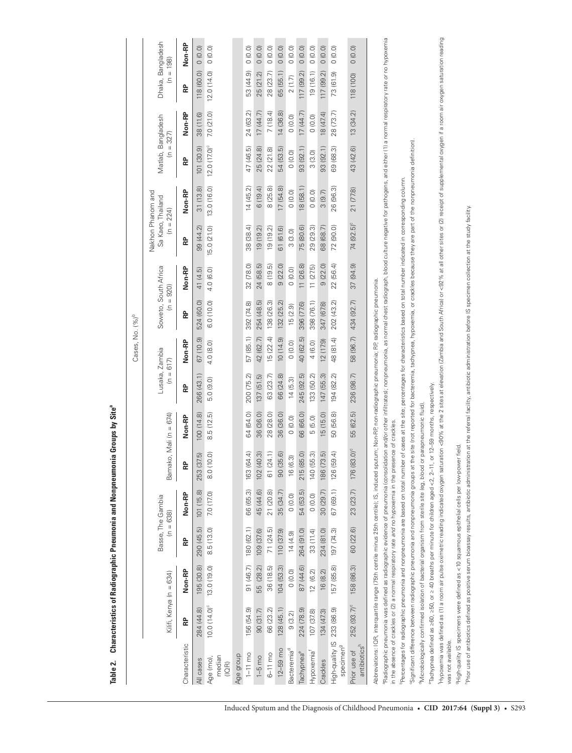**Table 2. Characteristics of Radiographic Pneumonia and Nonpneumonia Groups by Site[a]**

| Characteristic | Kilifi, Kenya (n = 634) | | Basse, The Gambia (n = 638) | | Bamako, Mali (n = 674) | | Lusaka, Zambia (n = 617) | | Soweto, South Africa (n = 920) | | Nakhon Phanom and Sa Kaeo, Thailand (n = 224) | | Matlab, Bangladesh (n = 327) | | Dhaka, Bangladesh (n = 198) | |
|---|---|---|---|---|---|---|---|---|---|---|---|---|---|---|---|---|
| | Cases, No. (%)[b] | | | | | | | | | | | | | | | |
| | RP | Non-RP | RP | Non-RP | RP | Non-RP | RP | Non-RP | RP | Non-RP | RP | Non-RP | RP | Non-RP | RP | Non-RP |
| All cases | 284 (44.8) | 195 (30.8) | 290 (45.5) | 101 (15.8) | 253 (37.5) | 100 (14.8) | 266 (43.1) | 67 (10.9) | 524 (60.0) | 41 (4.5) | 99 (44.2) | 31 (13.8) | 101 (30.9) | 38 (11.6) | 118 (60.0) | 0 (0.0) |
| Age (mo), median (IQR) | 10.0 (14.0)[c] | 13.0 (19.0) | 8.5 (13.0) | 7.0 (17.0) | 8.0 (10.0) | 8.5 (12.5) | 5.0 (9.0) | 4.0 (8.0) | 6.0 (10.0) | 4.0 (6.0) | 15.0 (21.0) | 13.0 (16.0) | 12.0 (17.0)[c] | 7.0 (21.0) | 12.0 (14.0) | 0 (0.0) |
| Age group | | | | | | | | | | | | | | | | |
| 1–11 mo | 156 (54.9) | 91 (46.7) | 180 (62.1) | 66 (65.3) | 163 (64.4) | 64 (64.0) | 200 (75.2) | 57 (85.1) | 392 (74.8) | 32 (78.0) | 38 (38.4) | 14 (45.2) | 47 (46.5) | 24 (63.2) | 53 (44.9) | 0 (0.0) |
| 1–5 mo | 90 (31.7) | 55 (28.2) | 109 (37.6) | 45 (44.6) | 102 (40.3) | 36 (36.0) | 137 (51.5) | 42 (62.7) | 254 (48.5) | 24 (58.5) | 19 (19.2) | 6 (19.4) | 25 (24.8) | 17 (44.7) | 25 (21.2) | 0 (0.0) |
| 6–11 mo | 66 (23.2) | 36 (18.5) | 71 (24.5) | 21 (20.8) | 61 (24.1) | 28 (28.0) | 63 (23.7) | 15 (22.4) | 138 (26.3) | 8 (19.5) | 19 (19.2) | 8 (25.8) | 22 (21.8) | 7 (18.4) | 28 (23.7) | 0 (0.0) |
| 12–59 mo | 128 (45.1) | 104 (53.3) | 110 (37.9) | 35 (34.7) | 90 (35.6) | 36 (36.0) | 66 (24.8) | 10 (14.9) | 132 (25.2) | 9 (22.0) | 61 (61.6) | 17 (54.8) | 54 (53.5) | 14 (36.8) | 65 (55.1) | 0 (0.0) |
| Bacteremia[d] | 9 (3.2) | 0 (0.0) | 14 (4.9) | 0 (0.0) | 16 (6.3) | 0 (0.0) | 14 (5.3) | 0 (0.0) | 15 (2.9) | 0 (0.0) | 3 (3.0) | 0 (0.0) | 0 (0.0) | 0 (0.0) | 2 (1.7) | 0 (0.0) |
| Tachypnea[e] | 224 (78.9) | 87 (44.6) | 264 (91.0) | 54 (53.5) | 215 (85.0) | 66 (66.0) | 245 (92.5) | 40 (62.5) | 396 (77.6) | 11 (26.8) | 75 (80.6) | 18 (58.1) | 93 (92.1) | 17 (44.7) | 117 (99.2) | 0 (0.0) |
| Hypoxemia[f] | 107 (37.8) | 12 (6.2) | 33 (11.4) | 0 (0.0) | 140 (55.3) | 5 (5.0) | 133 (50.2) | 4 (6.0) | 398 (76.1) | 11 (27.5) | 29 (29.3) | 0 (0.0) | 3 (3.0) | 0 (0.0) | 19 (16.1) | 0 (0.0) |
| Crackles | 134 (47.3) | 16 (8.2) | 234 (81.0) | 30 (29.7) | 186 (73.5) | 15 (15.0) | 147 (55.3) | 12 (17.9) | 347 (67.8) | 9 (22.0) | 68 (68.7) | 3 (9.7) | 93 (92.1) | 18 (47.4) | 117 (99.2) | 0 (0.0) |
| High-quality IS specimen[g] | 233 (86.9) | 157 (85.8) | 197 (74.3) | 67 (69.1) | 126 (59.4) | 50 (56.8) | 194 (82.2) | 48 (81.4) | 202 (43.2) | 22 (56.4) | 72 (90.0) | 26 (96.3) | 69 (68.3) | 28 (73.7) | 73 (61.9) | 0 (0.0) |
| Prior use of antibiotics[h] | 252 (93.7)[c] | 158 (86.3) | 60 (22.6) | 23 (23.7) | 176 (83.0)[c] | 55 (62.5) | 236 (98.7) | 58 (96.7) | 434 (92.7) | 37 (94.9) | 74 (92.5)[c] | 21 (77.8) | 43 (42.6) | 13 (34.2) | 118 (100) | 0 (0.0) |

Abbreviations: IQR, interquartile range (75th centile minus 25th centile); IS, induced sputum; Non-RP, non-radiographic pneumonia; RP, radiographic pneumonia.

[a]Radiographic pneumonia was defined as radiographic evidence of pneumonia (consolidation and/or other infiltrates); nonpneumonia, as normal chest radiograph, blood culture negative for pathogens, and either (1) a normal respiratory rate *or* no hypoxemia in the absence of crackles or (2) a normal respiratory rate *and* no hypoxemia in the presence of crackles.

[b]Percentages for radiographic pneumonia and nonpneumonia are based on total number of cases at the site; percentages for characteristics based on total number indicated in corresponding column.

[c]Significant difference between radiographic pneumonia and nonpneumonia groups at the site (not reported for bacteremia, tachypnea, hypoxemia, or crackles because they are part of the nonpneumonia definition).

[d]Microbiologically confirmed isolation of bacterial organism from sterile site (eg, blood or parapneumonic fluid).

[e]Tachypnea defined as ≥60, ≥50, or ≥ 40 breaths per minute for children aged <2, 2–11, or 12–59 months, respectively.

[f]Hypoxemia was defined as (1) a room air pulse oximetric reading indicated oxygen saturation <90% at the 2 sites at elevation (Zambia and South Africa) or <92% at all other sites or (2) receipt of supplemental oxygen if a room air oxygen saturation reading was not available.

[g]High-quality IS specimens were defined as <10 squamous epithelial cells per low-power field.

[h]Prior use of antibiotics defined as positive serum bioassay results, antibiotic administration at the referral facility, antibiotic administration before IS specimen collection at the study facility.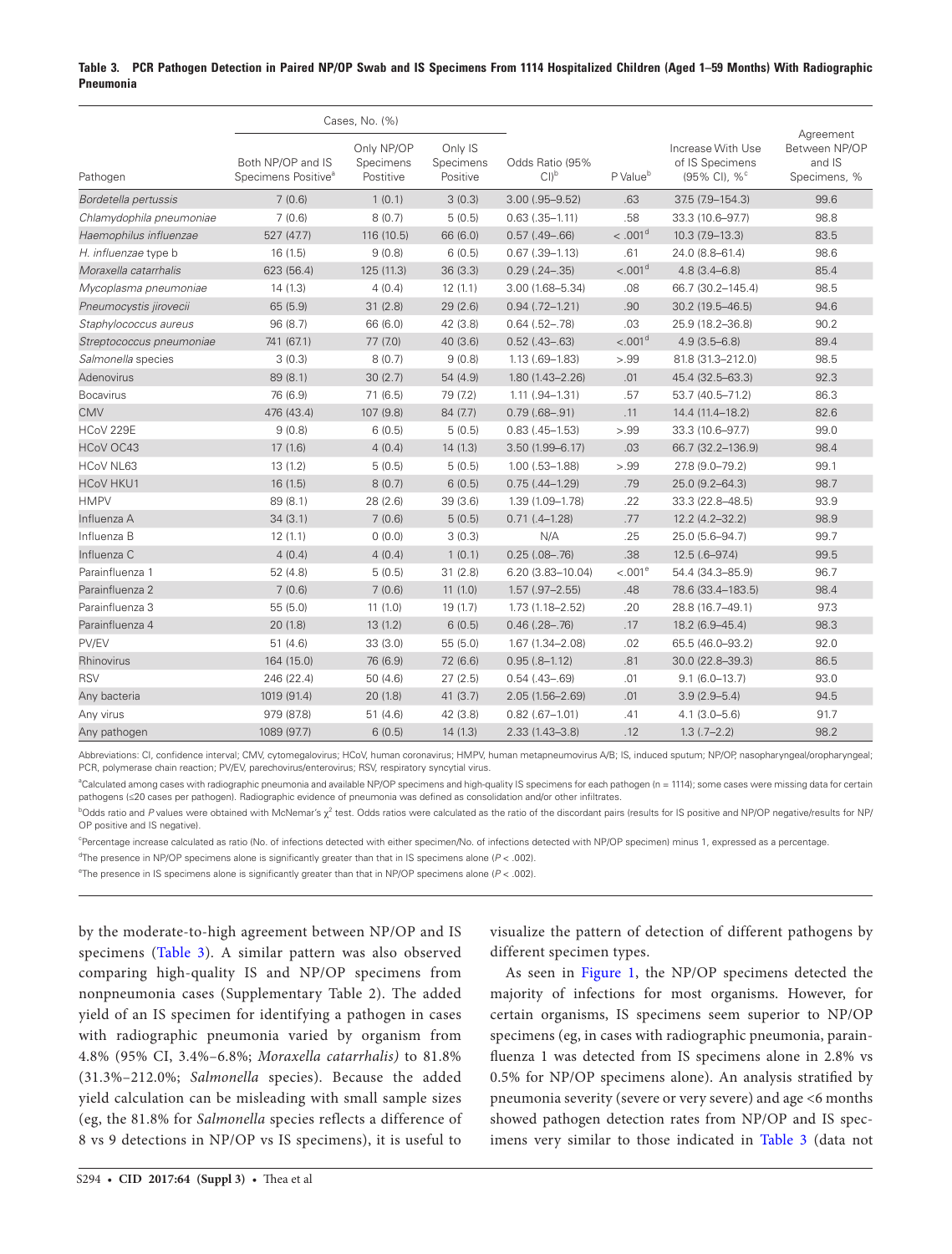**Table 3. PCR Pathogen Detection in Paired NP/OP Swab and IS Specimens From 1114 Hospitalized Children (Aged 1–59 Months) With Radiographic Pneumonia**

| Pathogen | Cases, No. (%) | | | Odds Ratio (95% CI)[b] | P Value[b] | Increase With Use of IS Specimens (95% CI), %[c] | Agreement Between NP/OP and IS Specimens, % |
|---|---|---|---|---|---|---|---|
| | Both NP/OP and IS Specimens Positive[a] | Only NP/OP Specimens Postitive | Only IS Specimens Positive | | | | |
| *Bordetella pertussis* | 7 (0.6) | 1 (0.1) | 3 (0.3) | 3.00 (.95–9.52) | .63 | 37.5 (7.9–154.3) | 99.6 |
| *Chlamydophila pneumoniae* | 7 (0.6) | 8 (0.7) | 5 (0.5) | 0.63 (.35–1.11) | .58 | 33.3 (10.6–97.7) | 98.8 |
| *Haemophilus influenzae* | 527 (47.7) | 116 (10.5) | 66 (6.0) | 0.57 (.49–.66) | < .001[d] | 10.3 (7.9–13.3) | 83.5 |
| *H. influenzae* type b | 16 (1.5) | 9 (0.8) | 6 (0.5) | 0.67 (.39–1.13) | .61 | 24.0 (8.8–61.4) | 98.6 |
| *Moraxella catarrhalis* | 623 (56.4) | 125 (11.3) | 36 (3.3) | 0.29 (.24–.35) | <.001[d] | 4.8 (3.4–6.8) | 85.4 |
| *Mycoplasma pneumoniae* | 14 (1.3) | 4 (0.4) | 12 (1.1) | 3.00 (1.68–5.34) | .08 | 66.7 (30.2–145.4) | 98.5 |
| *Pneumocystis jirovecii* | 65 (5.9) | 31 (2.8) | 29 (2.6) | 0.94 (.72–1.21) | .90 | 30.2 (19.5–46.5) | 94.6 |
| *Staphylococcus aureus* | 96 (8.7) | 66 (6.0) | 42 (3.8) | 0.64 (.52–.78) | .03 | 25.9 (18.2–36.8) | 90.2 |
| *Streptococcus pneumoniae* | 741 (67.1) | 77 (7.0) | 40 (3.6) | 0.52 (.43–.63) | <.001[d] | 4.9 (3.5–6.8) | 89.4 |
| *Salmonella* species | 3 (0.3) | 8 (0.7) | 9 (0.8) | 1.13 (.69–1.83) | >.99 | 81.8 (31.3–212.0) | 98.5 |
| Adenovirus | 89 (8.1) | 30 (2.7) | 54 (4.9) | 1.80 (1.43–2.26) | .01 | 45.4 (32.5–63.3) | 92.3 |
| Bocavirus | 76 (6.9) | 71 (6.5) | 79 (7.2) | 1.11 (.94–1.31) | .57 | 53.7 (40.5–71.2) | 86.3 |
| CMV | 476 (43.4) | 107 (9.8) | 84 (7.7) | 0.79 (.68–.91) | .11 | 14.4 (11.4–18.2) | 82.6 |
| HCoV 229E | 9 (0.8) | 6 (0.5) | 5 (0.5) | 0.83 (.45–1.53) | >.99 | 33.3 (10.6–97.7) | 99.0 |
| HCoV OC43 | 17 (1.6) | 4 (0.4) | 14 (1.3) | 3.50 (1.99–6.17) | .03 | 66.7 (32.2–136.9) | 98.4 |
| HCoV NL63 | 13 (1.2) | 5 (0.5) | 5 (0.5) | 1.00 (.53–1.88) | >.99 | 27.8 (9.0–79.2) | 99.1 |
| HCoV HKU1 | 16 (1.5) | 8 (0.7) | 6 (0.5) | 0.75 (.44–1.29) | .79 | 25.0 (9.2–64.3) | 98.7 |
| HMPV | 89 (8.1) | 28 (2.6) | 39 (3.6) | 1.39 (1.09–1.78) | .22 | 33.3 (22.8–48.5) | 93.9 |
| Influenza A | 34 (3.1) | 7 (0.6) | 5 (0.5) | 0.71 (.4–1.28) | .77 | 12.2 (4.2–32.2) | 98.9 |
| Influenza B | 12 (1.1) | 0 (0.0) | 3 (0.3) | N/A | .25 | 25.0 (5.6–94.7) | 99.7 |
| Influenza C | 4 (0.4) | 4 (0.4) | 1 (0.1) | 0.25 (.08–.76) | .38 | 12.5 (.6–97.4) | 99.5 |
| Parainfluenza 1 | 52 (4.8) | 5 (0.5) | 31 (2.8) | 6.20 (3.83–10.04) | <.001[e] | 54.4 (34.3–85.9) | 96.7 |
| Parainfluenza 2 | 7 (0.6) | 7 (0.6) | 11 (1.0) | 1.57 (.97–2.55) | .48 | 78.6 (33.4–183.5) | 98.4 |
| Parainfluenza 3 | 55 (5.0) | 11 (1.0) | 19 (1.7) | 1.73 (1.18–2.52) | .20 | 28.8 (16.7–49.1) | 97.3 |
| Parainfluenza 4 | 20 (1.8) | 13 (1.2) | 6 (0.5) | 0.46 (.28–.76) | .17 | 18.2 (6.9–45.4) | 98.3 |
| PV/EV | 51 (4.6) | 33 (3.0) | 55 (5.0) | 1.67 (1.34–2.08) | .02 | 65.5 (46.0–93.2) | 92.0 |
| Rhinovirus | 164 (15.0) | 76 (6.9) | 72 (6.6) | 0.95 (.8–1.12) | .81 | 30.0 (22.8–39.3) | 86.5 |
| RSV | 246 (22.4) | 50 (4.6) | 27 (2.5) | 0.54 (.43–.69) | .01 | 9.1 (6.0–13.7) | 93.0 |
| Any bacteria | 1019 (91.4) | 20 (1.8) | 41 (3.7) | 2.05 (1.56–2.69) | .01 | 3.9 (2.9–5.4) | 94.5 |
| Any virus | 979 (87.8) | 51 (4.6) | 42 (3.8) | 0.82 (.67–1.01) | .41 | 4.1 (3.0–5.6) | 91.7 |
| Any pathogen | 1089 (97.7) | 6 (0.5) | 14 (1.3) | 2.33 (1.43–3.8) | .12 | 1.3 (.7–2.2) | 98.2 |

Abbreviations: CI, confidence interval; CMV, cytomegalovirus; HCoV, human coronavirus; HMPV, human metapneumovirus A/B; IS, induced sputum; NP/OP, nasopharyngeal/oropharyngeal; PCR, polymerase chain reaction; PV/EV, parechovirus/enterovirus; RSV, respiratory syncytial virus.

[a]Calculated among cases with radiographic pneumonia and available NP/OP specimens and high-quality IS specimens for each pathogen (n = 1114); some cases were missing data for certain pathogens (≤20 cases per pathogen). Radiographic evidence of pneumonia was defined as consolidation and/or other infiltrates.

[b]Odds ratio and *P* values were obtained with McNemar's $\chi^2$ test. Odds ratios were calculated as the ratio of the discordant pairs (results for IS positive and NP/OP negative/results for NP/OP positive and IS negative).

[c]Percentage increase calculated as ratio (No. of infections detected with either specimen/No. of infections detected with NP/OP specimen) minus 1, expressed as a percentage.

[d]The presence in NP/OP specimens alone is significantly greater than that in IS specimens alone ($P < .002$).

[e]The presence in IS specimens alone is significantly greater than that in NP/OP specimens alone ($P < .002$).

by the moderate-to-high agreement between NP/OP and IS specimens (Table 3). A similar pattern was also observed comparing high-quality IS and NP/OP specimens from nonpneumonia cases (Supplementary Table 2). The added yield of an IS specimen for identifying a pathogen in cases with radiographic pneumonia varied by organism from 4.8% (95% CI, 3.4%–6.8%; *Moraxella catarrhalis)* to 81.8% (31.3%–212.0%; *Salmonella* species). Because the added yield calculation can be misleading with small sample sizes (eg, the 81.8% for *Salmonella* species reflects a difference of 8 vs 9 detections in NP/OP vs IS specimens), it is useful to visualize the pattern of detection of different pathogens by different specimen types.

As seen in Figure 1, the NP/OP specimens detected the majority of infections for most organisms. However, for certain organisms, IS specimens seem superior to NP/OP specimens (eg, in cases with radiographic pneumonia, parainfluenza 1 was detected from IS specimens alone in 2.8% vs 0.5% for NP/OP specimens alone). An analysis stratified by pneumonia severity (severe or very severe) and age <6 months showed pathogen detection rates from NP/OP and IS specimens very similar to those indicated in Table 3 (data not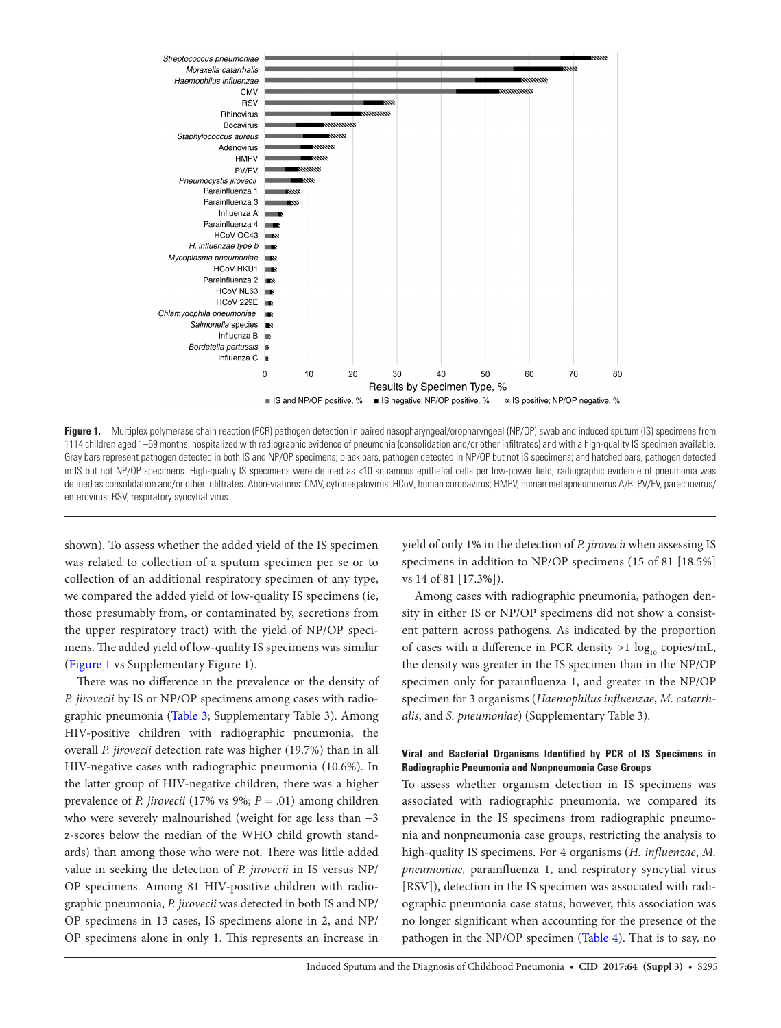**Figure 1.** Multiplex polymerase chain reaction (PCR) pathogen detection in paired nasopharyngeal/oropharyngeal (NP/OP) swab and induced sputum (IS) specimens from 1114 children aged 1–59 months, hospitalized with radiographic evidence of pneumonia (consolidation and/or other infiltrates) and with a high-quality IS specimen available. Gray bars represent pathogen detected in both IS and NP/OP specimens; black bars, pathogen detected in NP/OP but not IS specimens; and hatched bars, pathogen detected in IS but not NP/OP specimens. High-quality IS specimens were defined as <10 squamous epithelial cells per low-power field; radiographic evidence of pneumonia was defined as consolidation and/or other infiltrates. Abbreviations: CMV, cytomegalovirus; HCoV, human coronavirus; HMPV, human metapneumovirus A/B; PV/EV, parechovirus/enterovirus; RSV, respiratory syncytial virus.

shown). To assess whether the added yield of the IS specimen was related to collection of a sputum specimen per se or to collection of an additional respiratory specimen of any type, we compared the added yield of low-quality IS specimens (ie, those presumably from, or contaminated by, secretions from the upper respiratory tract) with the yield of NP/OP specimens. The added yield of low-quality IS specimens was similar (Figure 1 vs Supplementary Figure 1).

There was no difference in the prevalence or the density of *P. jirovecii* by IS or NP/OP specimens among cases with radiographic pneumonia (Table 3; Supplementary Table 3). Among HIV-positive children with radiographic pneumonia, the overall *P. jirovecii* detection rate was higher (19.7%) than in all HIV-negative cases with radiographic pneumonia (10.6%). In the latter group of HIV-negative children, there was a higher prevalence of *P. jirovecii* (17% vs 9%; $P = .01$) among children who were severely malnourished (weight for age less than −3 z-scores below the median of the WHO child growth standards) than among those who were not. There was little added value in seeking the detection of *P. jirovecii* in IS versus NP/OP specimens. Among 81 HIV-positive children with radiographic pneumonia, *P. jirovecii* was detected in both IS and NP/OP specimens in 13 cases, IS specimens alone in 2, and NP/OP specimens alone in only 1. This represents an increase in yield of only 1% in the detection of *P. jirovecii* when assessing IS specimens in addition to NP/OP specimens (15 of 81 [18.5%] vs 14 of 81 [17.3%]).

Among cases with radiographic pneumonia, pathogen density in either IS or NP/OP specimens did not show a consistent pattern across pathogens. As indicated by the proportion of cases with a difference in PCR density >1 $\log_{10}$ copies/mL, the density was greater in the IS specimen than in the NP/OP specimen only for parainfluenza 1, and greater in the NP/OP specimen for 3 organisms (*Haemophilus influenzae*, *M. catarrhalis*, and *S. pneumoniae*) (Supplementary Table 3).

#### Viral and Bacterial Organisms Identified by PCR of IS Specimens in Radiographic Pneumonia and Nonpneumonia Case Groups

To assess whether organism detection in IS specimens was associated with radiographic pneumonia, we compared its prevalence in the IS specimens from radiographic pneumonia and nonpneumonia case groups, restricting the analysis to high-quality IS specimens. For 4 organisms (*H. influenzae*, *M. pneumoniae,* parainfluenza 1, and respiratory syncytial virus [RSV]), detection in the IS specimen was associated with radiographic pneumonia case status; however, this association was no longer significant when accounting for the presence of the pathogen in the NP/OP specimen (Table 4). That is to say, no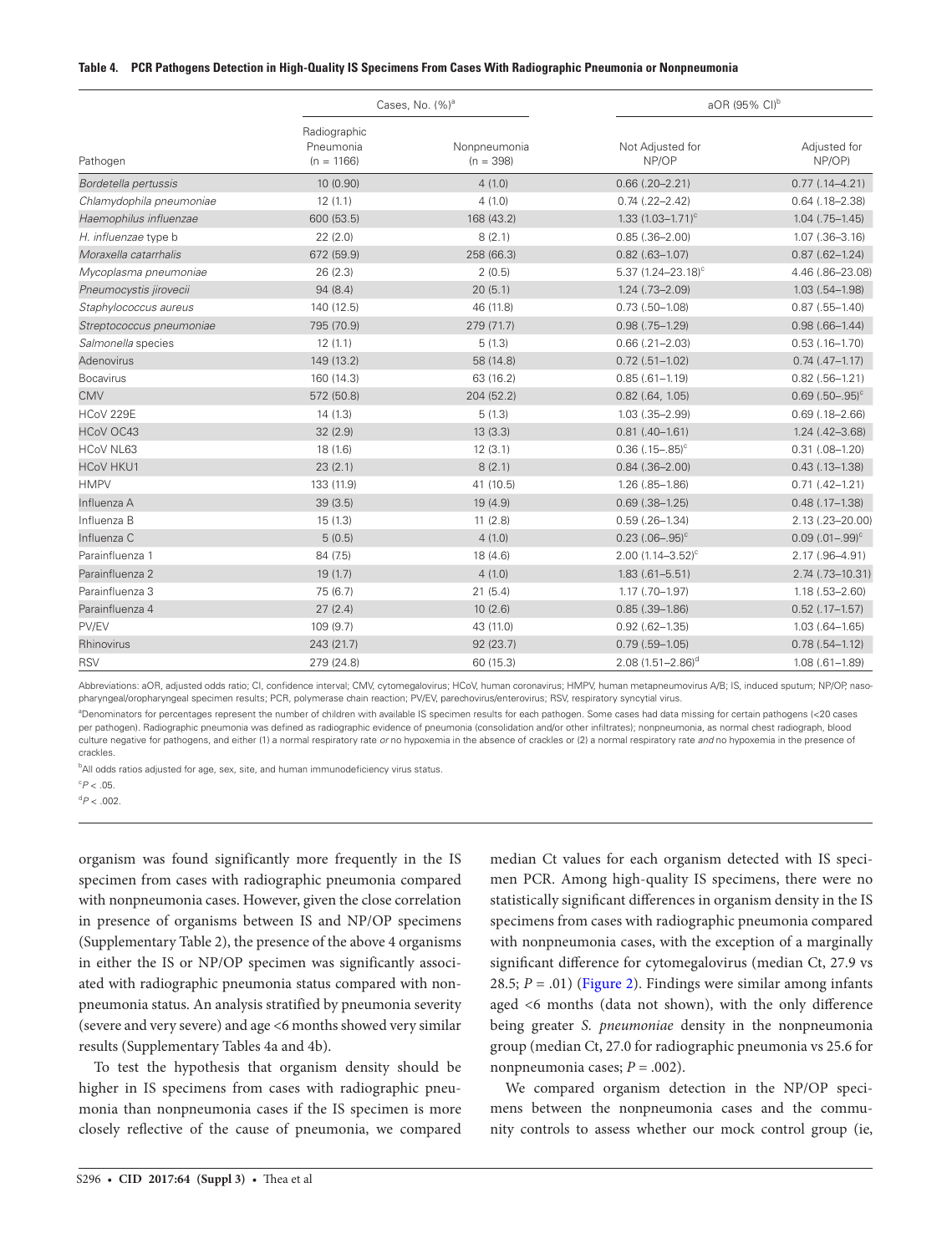**Table 4. PCR Pathogens Detection in High-Quality IS Specimens From Cases With Radiographic Pneumonia or Nonpneumonia**

| Pathogen | Cases, No. (%)[a] | | aOR (95% CI)[b] | |
|---|---|---|---|---|
| | Radiographic Pneumonia (n = 1166) | Nonpneumonia (n = 398) | Not Adjusted for NP/OP | Adjusted for NP/OP) |
| *Bordetella pertussis* | 10 (0.90) | 4 (1.0) | 0.66 (.20–2.21) | 0.77 (.14–4.21) |
| *Chlamydophila pneumoniae* | 12 (1.1) | 4 (1.0) | 0.74 (.22–2.42) | 0.64 (.18–2.38) |
| *Haemophilus influenzae* | 600 (53.5) | 168 (43.2) | 1.33 (1.03–1.71)[c] | 1.04 (.75–1.45) |
| *H. influenzae* type b | 22 (2.0) | 8 (2.1) | 0.85 (.36–2.00) | 1.07 (.36–3.16) |
| *Moraxella catarrhalis* | 672 (59.9) | 258 (66.3) | 0.82 (.63–1.07) | 0.87 (.62–1.24) |
| *Mycoplasma pneumoniae* | 26 (2.3) | 2 (0.5) | 5.37 (1.24–23.18)[c] | 4.46 (.86–23.08) |
| *Pneumocystis jirovecii* | 94 (8.4) | 20 (5.1) | 1.24 (.73–2.09) | 1.03 (.54–1.98) |
| *Staphylococcus aureus* | 140 (12.5) | 46 (11.8) | 0.73 (.50–1.08) | 0.87 (.55–1.40) |
| *Streptococcus pneumoniae* | 795 (70.9) | 279 (71.7) | 0.98 (.75–1.29) | 0.98 (.66–1.44) |
| *Salmonella* species | 12 (1.1) | 5 (1.3) | 0.66 (.21–2.03) | 0.53 (.16–1.70) |
| Adenovirus | 149 (13.2) | 58 (14.8) | 0.72 (.51–1.02) | 0.74 (.47–1.17) |
| Bocavirus | 160 (14.3) | 63 (16.2) | 0.85 (.61–1.19) | 0.82 (.56–1.21) |
| CMV | 572 (50.8) | 204 (52.2) | 0.82 (.64, 1.05) | 0.69 (.50–.95)[c] |
| HCoV 229E | 14 (1.3) | 5 (1.3) | 1.03 (.35–2.99) | 0.69 (.18–2.66) |
| HCoV OC43 | 32 (2.9) | 13 (3.3) | 0.81 (.40–1.61) | 1.24 (.42–3.68) |
| HCoV NL63 | 18 (1.6) | 12 (3.1) | 0.36 (.15–.85)[c] | 0.31 (.08–1.20) |
| HCoV HKU1 | 23 (2.1) | 8 (2.1) | 0.84 (.36–2.00) | 0.43 (.13–1.38) |
| HMPV | 133 (11.9) | 41 (10.5) | 1.26 (.85–1.86) | 0.71 (.42–1.21) |
| Influenza A | 39 (3.5) | 19 (4.9) | 0.69 (.38–1.25) | 0.48 (.17–1.38) |
| Influenza B | 15 (1.3) | 11 (2.8) | 0.59 (.26–1.34) | 2.13 (.23–20.00) |
| Influenza C | 5 (0.5) | 4 (1.0) | 0.23 (.06–.95)[c] | 0.09 (.01–.99)[c] |
| Parainfluenza 1 | 84 (7.5) | 18 (4.6) | 2.00 (1.14–3.52)[c] | 2.17 (.96–4.91) |
| Parainfluenza 2 | 19 (1.7) | 4 (1.0) | 1.83 (.61–5.51) | 2.74 (.73–10.31) |
| Parainfluenza 3 | 75 (6.7) | 21 (5.4) | 1.17 (.70–1.97) | 1.18 (.53–2.60) |
| Parainfluenza 4 | 27 (2.4) | 10 (2.6) | 0.85 (.39–1.86) | 0.52 (.17–1.57) |
| PV/EV | 109 (9.7) | 43 (11.0) | 0.92 (.62–1.35) | 1.03 (.64–1.65) |
| Rhinovirus | 243 (21.7) | 92 (23.7) | 0.79 (.59–1.05) | 0.78 (.54–1.12) |
| RSV | 279 (24.8) | 60 (15.3) | 2.08 (1.51–2.86)[d] | 1.08 (.61–1.89) |

Abbreviations: aOR, adjusted odds ratio; CI, confidence interval; CMV, cytomegalovirus; HCoV, human coronavirus; HMPV, human metapneumovirus A/B; IS, induced sputum; NP/OP, nasopharyngeal/oropharyngeal specimen results; PCR, polymerase chain reaction; PV/EV, parechovirus/enterovirus; RSV, respiratory syncytial virus.

[a]Denominators for percentages represent the number of children with available IS specimen results for each pathogen. Some cases had data missing for certain pathogens (<20 cases per pathogen). Radiographic pneumonia was defined as radiographic evidence of pneumonia (consolidation and/or other infiltrates); nonpneumonia, as normal chest radiograph, blood culture negative for pathogens, and either (1) a normal respiratory rate *or* no hypoxemia in the absence of crackles or (2) a normal respiratory rate *and* no hypoxemia in the presence of crackles.

[b]All odds ratios adjusted for age, sex, site, and human immunodeficiency virus status.

[c]$P < .05$.

[d]$P < .002$.

organism was found significantly more frequently in the IS specimen from cases with radiographic pneumonia compared with nonpneumonia cases. However, given the close correlation in presence of organisms between IS and NP/OP specimens (Supplementary Table 2), the presence of the above 4 organisms in either the IS or NP/OP specimen was significantly associated with radiographic pneumonia status compared with nonpneumonia status. An analysis stratified by pneumonia severity (severe and very severe) and age <6 months showed very similar results (Supplementary Tables 4a and 4b).

To test the hypothesis that organism density should be higher in IS specimens from cases with radiographic pneumonia than nonpneumonia cases if the IS specimen is more closely reflective of the cause of pneumonia, we compared median Ct values for each organism detected with IS specimen PCR. Among high-quality IS specimens, there were no statistically significant differences in organism density in the IS specimens from cases with radiographic pneumonia compared with nonpneumonia cases, with the exception of a marginally significant difference for cytomegalovirus (median Ct, 27.9 vs 28.5; $P = .01$) (Figure 2). Findings were similar among infants aged <6 months (data not shown), with the only difference being greater *S. pneumoniae* density in the nonpneumonia group (median Ct, 27.0 for radiographic pneumonia vs 25.6 for nonpneumonia cases; $P = .002$).

We compared organism detection in the NP/OP specimens between the nonpneumonia cases and the community controls to assess whether our mock control group (ie,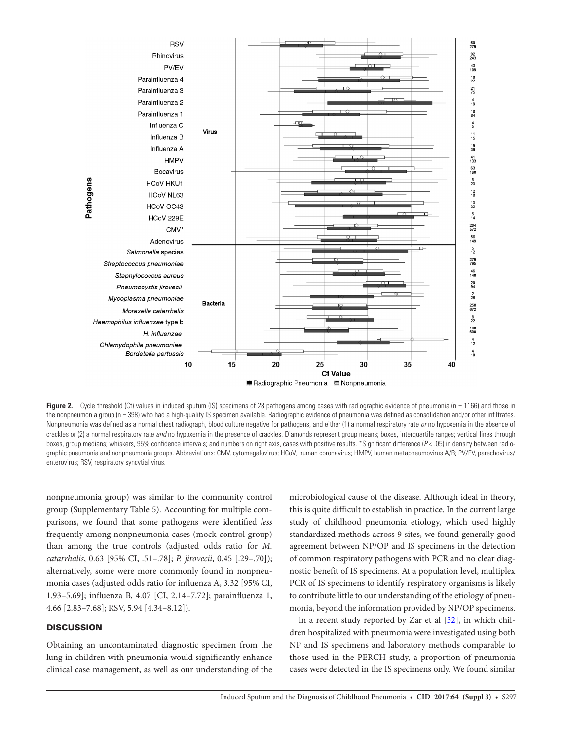**Figure 2.** Cycle threshold (Ct) values in induced sputum (IS) specimens of 28 pathogens among cases with radiographic evidence of pneumonia (n = 1166) and those in the nonpneumonia group (n = 398) who had a high-quality IS specimen available. Radiographic evidence of pneumonia was defined as consolidation and/or other infiltrates. Nonpneumonia was defined as a normal chest radiograph, blood culture negative for pathogens, and either (1) a normal respiratory rate *or* no hypoxemia in the absence of crackles or (2) a normal respiratory rate *and* no hypoxemia in the presence of crackles. Diamonds represent group means; boxes, interquartile ranges; vertical lines through boxes, group medians; whiskers, 95% confidence intervals; and numbers on right axis, cases with positive results. *Significant difference ($P < .05$) in density between radiographic pneumonia and nonpneumonia groups. Abbreviations: CMV, cytomegalovirus; HCoV, human coronavirus; HMPV, human metapneumovirus A/B; PV/EV, parechovirus/enterovirus; RSV, respiratory syncytial virus.

nonpneumonia group) was similar to the community control group (Supplementary Table 5). Accounting for multiple comparisons, we found that some pathogens were identified *less* frequently among nonpneumonia cases (mock control group) than among the true controls (adjusted odds ratio for *M. catarrhalis*, 0.63 [95% CI, .51–.78]; *P. jirovecii*, 0.45 [.29–.70]); alternatively, some were more commonly found in nonpneumonia cases (adjusted odds ratio for influenza A, 3.32 [95% CI, 1.93–5.69]; influenza B, 4.07 [CI, 2.14–7.72]; parainfluenza 1, 4.66 [2.83–7.68]; RSV, 5.94 [4.34–8.12]).

## DISCUSSION

Obtaining an uncontaminated diagnostic specimen from the lung in children with pneumonia would significantly enhance clinical case management, as well as our understanding of the microbiological cause of the disease. Although ideal in theory, this is quite difficult to establish in practice. In the current large study of childhood pneumonia etiology, which used highly standardized methods across 9 sites, we found generally good agreement between NP/OP and IS specimens in the detection of common respiratory pathogens with PCR and no clear diagnostic benefit of IS specimens. At a population level, multiplex PCR of IS specimens to identify respiratory organisms is likely to contribute little to our understanding of the etiology of pneumonia, beyond the information provided by NP/OP specimens.

In a recent study reported by Zar et al [32], in which children hospitalized with pneumonia were investigated using both NP and IS specimens and laboratory methods comparable to those used in the PERCH study, a proportion of pneumonia cases were detected in the IS specimens only. We found similar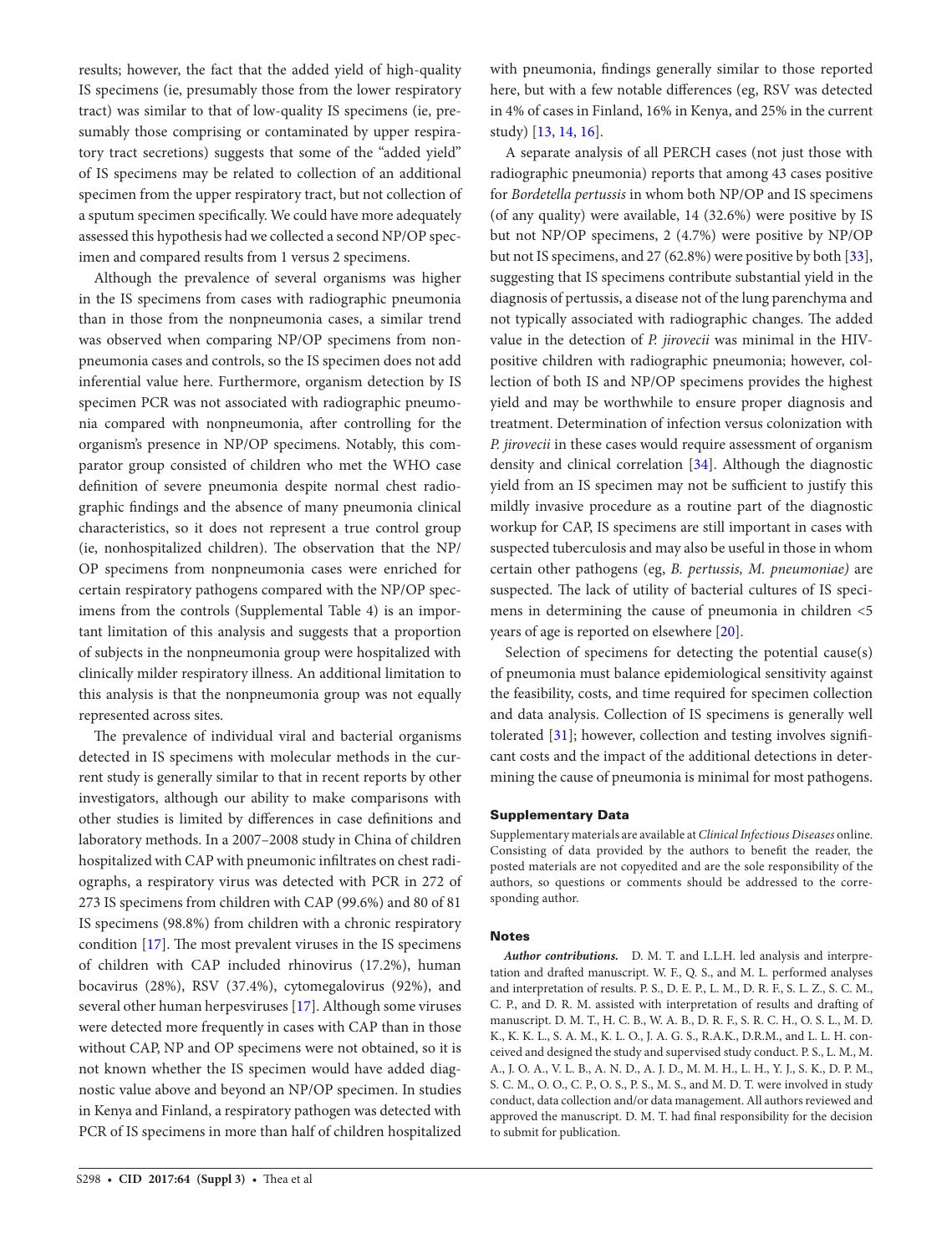results; however, the fact that the added yield of high-quality IS specimens (ie, presumably those from the lower respiratory tract) was similar to that of low-quality IS specimens (ie, presumably those comprising or contaminated by upper respiratory tract secretions) suggests that some of the "added yield" of IS specimens may be related to collection of an additional specimen from the upper respiratory tract, but not collection of a sputum specimen specifically. We could have more adequately assessed this hypothesis had we collected a second NP/OP specimen and compared results from 1 versus 2 specimens.

Although the prevalence of several organisms was higher in the IS specimens from cases with radiographic pneumonia than in those from the nonpneumonia cases, a similar trend was observed when comparing NP/OP specimens from nonpneumonia cases and controls, so the IS specimen does not add inferential value here. Furthermore, organism detection by IS specimen PCR was not associated with radiographic pneumonia compared with nonpneumonia, after controlling for the organism's presence in NP/OP specimens. Notably, this comparator group consisted of children who met the WHO case definition of severe pneumonia despite normal chest radiographic findings and the absence of many pneumonia clinical characteristics, so it does not represent a true control group (ie, nonhospitalized children). The observation that the NP/OP specimens from nonpneumonia cases were enriched for certain respiratory pathogens compared with the NP/OP specimens from the controls (Supplemental Table 4) is an important limitation of this analysis and suggests that a proportion of subjects in the nonpneumonia group were hospitalized with clinically milder respiratory illness. An additional limitation to this analysis is that the nonpneumonia group was not equally represented across sites.

The prevalence of individual viral and bacterial organisms detected in IS specimens with molecular methods in the current study is generally similar to that in recent reports by other investigators, although our ability to make comparisons with other studies is limited by differences in case definitions and laboratory methods. In a 2007–2008 study in China of children hospitalized with CAP with pneumonic infiltrates on chest radiographs, a respiratory virus was detected with PCR in 272 of 273 IS specimens from children with CAP (99.6%) and 80 of 81 IS specimens (98.8%) from children with a chronic respiratory condition [17]. The most prevalent viruses in the IS specimens of children with CAP included rhinovirus (17.2%), human bocavirus (28%), RSV (37.4%), cytomegalovirus (92%), and several other human herpesviruses [17]. Although some viruses were detected more frequently in cases with CAP than in those without CAP, NP and OP specimens were not obtained, so it is not known whether the IS specimen would have added diagnostic value above and beyond an NP/OP specimen. In studies in Kenya and Finland, a respiratory pathogen was detected with PCR of IS specimens in more than half of children hospitalized with pneumonia, findings generally similar to those reported here, but with a few notable differences (eg, RSV was detected in 4% of cases in Finland, 16% in Kenya, and 25% in the current study) [13, 14, 16].

A separate analysis of all PERCH cases (not just those with radiographic pneumonia) reports that among 43 cases positive for *Bordetella pertussis* in whom both NP/OP and IS specimens (of any quality) were available, 14 (32.6%) were positive by IS but not NP/OP specimens, 2 (4.7%) were positive by NP/OP but not IS specimens, and 27 (62.8%) were positive by both [33], suggesting that IS specimens contribute substantial yield in the diagnosis of pertussis, a disease not of the lung parenchyma and not typically associated with radiographic changes. The added value in the detection of *P. jirovecii* was minimal in the HIV-positive children with radiographic pneumonia; however, collection of both IS and NP/OP specimens provides the highest yield and may be worthwhile to ensure proper diagnosis and treatment. Determination of infection versus colonization with *P. jirovecii* in these cases would require assessment of organism density and clinical correlation [34]. Although the diagnostic yield from an IS specimen may not be sufficient to justify this mildly invasive procedure as a routine part of the diagnostic workup for CAP, IS specimens are still important in cases with suspected tuberculosis and may also be useful in those in whom certain other pathogens (eg, *B. pertussis, M. pneumoniae)* are suspected. The lack of utility of bacterial cultures of IS specimens in determining the cause of pneumonia in children <5 years of age is reported on elsewhere [20].

Selection of specimens for detecting the potential cause(s) of pneumonia must balance epidemiological sensitivity against the feasibility, costs, and time required for specimen collection and data analysis. Collection of IS specimens is generally well tolerated [31]; however, collection and testing involves significant costs and the impact of the additional detections in determining the cause of pneumonia is minimal for most pathogens.

### Supplementary Data

Supplementary materials are available at *Clinical Infectious Diseases* online. Consisting of data provided by the authors to benefit the reader, the posted materials are not copyedited and are the sole responsibility of the authors, so questions or comments should be addressed to the corresponding author.

### Notes

***Author contributions.*** D. M. T. and L.L.H. led analysis and interpretation and drafted manuscript. W. F., Q. S., and M. L. performed analyses and interpretation of results. P. S., D. E. P., L. M., D. R. F., S. L. Z., S. C. M., C. P., and D. R. M. assisted with interpretation of results and drafting of manuscript. D. M. T., H. C. B., W. A. B., D. R. F., S. R. C. H., O. S. L., M. D. K., K. K. L., S. A. M., K. L. O., J. A. G. S., R.A.K., D.R.M., and L. L. H. conceived and designed the study and supervised study conduct. P. S., L. M., M. A., J. O. A., V. L. B., A. N. D., A. J. D., M. M. H., L. H., Y. J., S. K., D. P. M., S. C. M., O. O., C. P., O. S., P. S., M. S., and M. D. T. were involved in study conduct, data collection and/or data management. All authors reviewed and approved the manuscript. D. M. T. had final responsibility for the decision to submit for publication.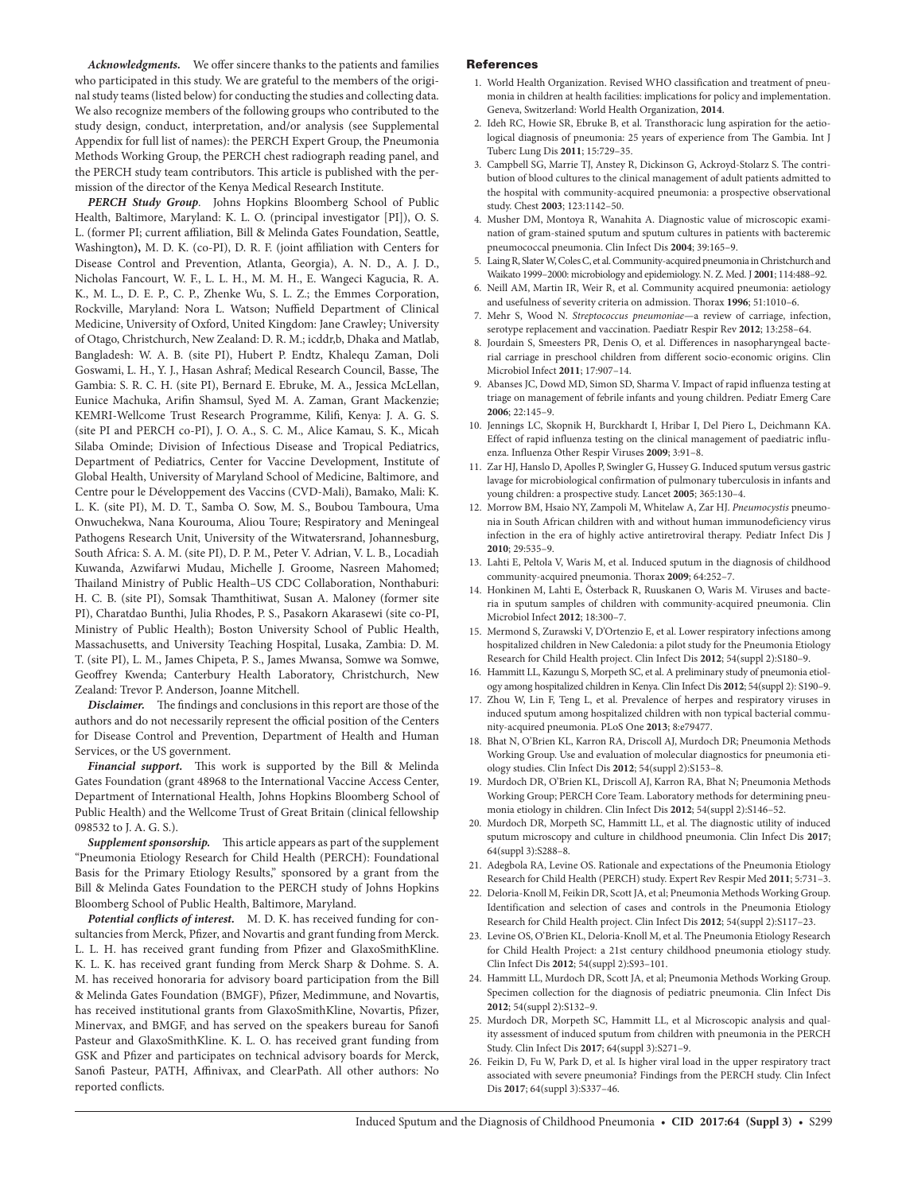***Acknowledgments.*** We offer sincere thanks to the patients and families who participated in this study. We are grateful to the members of the original study teams (listed below) for conducting the studies and collecting data. We also recognize members of the following groups who contributed to the study design, conduct, interpretation, and/or analysis (see Supplemental Appendix for full list of names): the PERCH Expert Group, the Pneumonia Methods Working Group, the PERCH chest radiograph reading panel, and the PERCH study team contributors. This article is published with the permission of the director of the Kenya Medical Research Institute.

***PERCH Study Group*.** Johns Hopkins Bloomberg School of Public Health, Baltimore, Maryland: K. L. O. (principal investigator [PI]), O. S. L. (former PI; current affiliation, Bill & Melinda Gates Foundation, Seattle, Washington)**,** M. D. K. (co-PI), D. R. F. (joint affiliation with Centers for Disease Control and Prevention, Atlanta, Georgia), A. N. D., A. J. D., Nicholas Fancourt, W. F., L. L. H., M. M. H., E. Wangeci Kagucia, R. A. K., M. L., D. E. P., C. P., Zhenke Wu, S. L. Z.; the Emmes Corporation, Rockville, Maryland: Nora L. Watson; Nuffield Department of Clinical Medicine, University of Oxford, United Kingdom: Jane Crawley; University of Otago, Christchurch, New Zealand: D. R. M.; icddr,b, Dhaka and Matlab, Bangladesh: W. A. B. (site PI), Hubert P. Endtz, Khalequ Zaman, Doli Goswami, L. H., Y. J., Hasan Ashraf; Medical Research Council, Basse, The Gambia: S. R. C. H. (site PI), Bernard E. Ebruke, M. A., Jessica McLellan, Eunice Machuka, Arifin Shamsul, Syed M. A. Zaman, Grant Mackenzie; KEMRI-Wellcome Trust Research Programme, Kilifi, Kenya: J. A. G. S. (site PI and PERCH co-PI), J. O. A., S. C. M., Alice Kamau, S. K., Micah Silaba Ominde; Division of Infectious Disease and Tropical Pediatrics, Department of Pediatrics, Center for Vaccine Development, Institute of Global Health, University of Maryland School of Medicine, Baltimore, and Centre pour le Développement des Vaccins (CVD-Mali), Bamako, Mali: K. L. K. (site PI), M. D. T., Samba O. Sow, M. S., Boubou Tamboura, Uma Onwuchekwa, Nana Kourouma, Aliou Toure; Respiratory and Meningeal Pathogens Research Unit, University of the Witwatersrand, Johannesburg, South Africa: S. A. M. (site PI), D. P. M., Peter V. Adrian, V. L. B., Locadiah Kuwanda, Azwifarwi Mudau, Michelle J. Groome, Nasreen Mahomed; Thailand Ministry of Public Health–US CDC Collaboration, Nonthaburi: H. C. B. (site PI), Somsak Thamthitiwat, Susan A. Maloney (former site PI), Charatdao Bunthi, Julia Rhodes, P. S., Pasakorn Akarasewi (site co-PI, Ministry of Public Health); Boston University School of Public Health, Massachusetts, and University Teaching Hospital, Lusaka, Zambia: D. M. T. (site PI), L. M., James Chipeta, P. S., James Mwansa, Somwe wa Somwe, Geoffrey Kwenda; Canterbury Health Laboratory, Christchurch, New Zealand: Trevor P. Anderson, Joanne Mitchell.

***Disclaimer.*** The findings and conclusions in this report are those of the authors and do not necessarily represent the official position of the Centers for Disease Control and Prevention, Department of Health and Human Services, or the US government.

***Financial support.*** This work is supported by the Bill & Melinda Gates Foundation (grant 48968 to the International Vaccine Access Center, Department of International Health, Johns Hopkins Bloomberg School of Public Health) and the Wellcome Trust of Great Britain (clinical fellowship 098532 to J. A. G. S.).

***Supplement sponsorship.*** This article appears as part of the supplement "Pneumonia Etiology Research for Child Health (PERCH): Foundational Basis for the Primary Etiology Results," sponsored by a grant from the Bill & Melinda Gates Foundation to the PERCH study of Johns Hopkins Bloomberg School of Public Health, Baltimore, Maryland.

***Potential conflicts of interest.*** M. D. K. has received funding for consultancies from Merck, Pfizer, and Novartis and grant funding from Merck. L. L. H. has received grant funding from Pfizer and GlaxoSmithKline. K. L. K. has received grant funding from Merck Sharp & Dohme. S. A. M. has received honoraria for advisory board participation from the Bill & Melinda Gates Foundation (BMGF), Pfizer, Medimmune, and Novartis, has received institutional grants from GlaxoSmithKline, Novartis, Pfizer, Minervax, and BMGF, and has served on the speakers bureau for Sanofi Pasteur and GlaxoSmithKline. K. L. O. has received grant funding from GSK and Pfizer and participates on technical advisory boards for Merck, Sanofi Pasteur, PATH, Affinivax, and ClearPath. All other authors: No reported conflicts.

## References

1. World Health Organization. Revised WHO classification and treatment of pneumonia in children at health facilities: implications for policy and implementation. Geneva, Switzerland: World Health Organization, **2014**.
2. Ideh RC, Howie SR, Ebruke B, et al. Transthoracic lung aspiration for the aetiological diagnosis of pneumonia: 25 years of experience from The Gambia. Int J Tuberc Lung Dis **2011**; 15:729–35.
3. Campbell SG, Marrie TJ, Anstey R, Dickinson G, Ackroyd-Stolarz S. The contribution of blood cultures to the clinical management of adult patients admitted to the hospital with community-acquired pneumonia: a prospective observational study. Chest **2003**; 123:1142–50.
4. Musher DM, Montoya R, Wanahita A. Diagnostic value of microscopic examination of gram-stained sputum and sputum cultures in patients with bacteremic pneumococcal pneumonia. Clin Infect Dis **2004**; 39:165–9.
5. Laing R, Slater W, Coles C, et al. Community-acquired pneumonia in Christchurch and Waikato 1999–2000: microbiology and epidemiology. N. Z. Med. J **2001**; 114:488–92.
6. Neill AM, Martin IR, Weir R, et al. Community acquired pneumonia: aetiology and usefulness of severity criteria on admission. Thorax **1996**; 51:1010–6.
7. Mehr S, Wood N. *Streptococcus pneumoniae*—a review of carriage, infection, serotype replacement and vaccination. Paediatr Respir Rev **2012**; 13:258–64.
8. Jourdain S, Smeesters PR, Denis O, et al. Differences in nasopharyngeal bacterial carriage in preschool children from different socio-economic origins. Clin Microbiol Infect **2011**; 17:907–14.
9. Abanses JC, Dowd MD, Simon SD, Sharma V. Impact of rapid influenza testing at triage on management of febrile infants and young children. Pediatr Emerg Care **2006**; 22:145–9.
10. Jennings LC, Skopnik H, Burckhardt I, Hribar I, Del Piero L, Deichmann KA. Effect of rapid influenza testing on the clinical management of paediatric influenza. Influenza Other Respir Viruses **2009**; 3:91–8.
11. Zar HJ, Hanslo D, Apolles P, Swingler G, Hussey G. Induced sputum versus gastric lavage for microbiological confirmation of pulmonary tuberculosis in infants and young children: a prospective study. Lancet **2005**; 365:130–4.
12. Morrow BM, Hsaio NY, Zampoli M, Whitelaw A, Zar HJ. *Pneumocystis* pneumonia in South African children with and without human immunodeficiency virus infection in the era of highly active antiretroviral therapy. Pediatr Infect Dis J **2010**; 29:535–9.
13. Lahti E, Peltola V, Waris M, et al. Induced sputum in the diagnosis of childhood community-acquired pneumonia. Thorax **2009**; 64:252–7.
14. Honkinen M, Lahti E, Österback R, Ruuskanen O, Waris M. Viruses and bacteria in sputum samples of children with community-acquired pneumonia. Clin Microbiol Infect **2012**; 18:300–7.
15. Mermond S, Zurawski V, D'Ortenzio E, et al. Lower respiratory infections among hospitalized children in New Caledonia: a pilot study for the Pneumonia Etiology Research for Child Health project. Clin Infect Dis **2012**; 54(suppl 2):S180–9.
16. Hammitt LL, Kazungu S, Morpeth SC, et al. A preliminary study of pneumonia etiology among hospitalized children in Kenya. Clin Infect Dis **2012**; 54(suppl 2): S190–9.
17. Zhou W, Lin F, Teng L, et al. Prevalence of herpes and respiratory viruses in induced sputum among hospitalized children with non typical bacterial community-acquired pneumonia. PLoS One **2013**; 8:e79477.
18. Bhat N, O'Brien KL, Karron RA, Driscoll AJ, Murdoch DR; Pneumonia Methods Working Group. Use and evaluation of molecular diagnostics for pneumonia etiology studies. Clin Infect Dis **2012**; 54(suppl 2):S153–8.
19. Murdoch DR, O'Brien KL, Driscoll AJ, Karron RA, Bhat N; Pneumonia Methods Working Group; PERCH Core Team. Laboratory methods for determining pneumonia etiology in children. Clin Infect Dis **2012**; 54(suppl 2):S146–52.
20. Murdoch DR, Morpeth SC, Hammitt LL, et al. The diagnostic utility of induced sputum microscopy and culture in childhood pneumonia. Clin Infect Dis **2017**; 64(suppl 3):S288–8.
21. Adegbola RA, Levine OS. Rationale and expectations of the Pneumonia Etiology Research for Child Health (PERCH) study. Expert Rev Respir Med **2011**; 5:731–3.
22. Deloria-Knoll M, Feikin DR, Scott JA, et al; Pneumonia Methods Working Group. Identification and selection of cases and controls in the Pneumonia Etiology Research for Child Health project. Clin Infect Dis **2012**; 54(suppl 2):S117–23.
23. Levine OS, O'Brien KL, Deloria-Knoll M, et al. The Pneumonia Etiology Research for Child Health Project: a 21st century childhood pneumonia etiology study. Clin Infect Dis **2012**; 54(suppl 2):S93–101.
24. Hammitt LL, Murdoch DR, Scott JA, et al; Pneumonia Methods Working Group. Specimen collection for the diagnosis of pediatric pneumonia. Clin Infect Dis **2012**; 54(suppl 2):S132–9.
25. Murdoch DR, Morpeth SC, Hammitt LL, et al Microscopic analysis and quality assessment of induced sputum from children with pneumonia in the PERCH Study. Clin Infect Dis **2017**; 64(suppl 3):S271–9.
26. Feikin D, Fu W, Park D, et al. Is higher viral load in the upper respiratory tract associated with severe pneumonia? Findings from the PERCH study. Clin Infect Dis **2017**; 64(suppl 3):S337–46.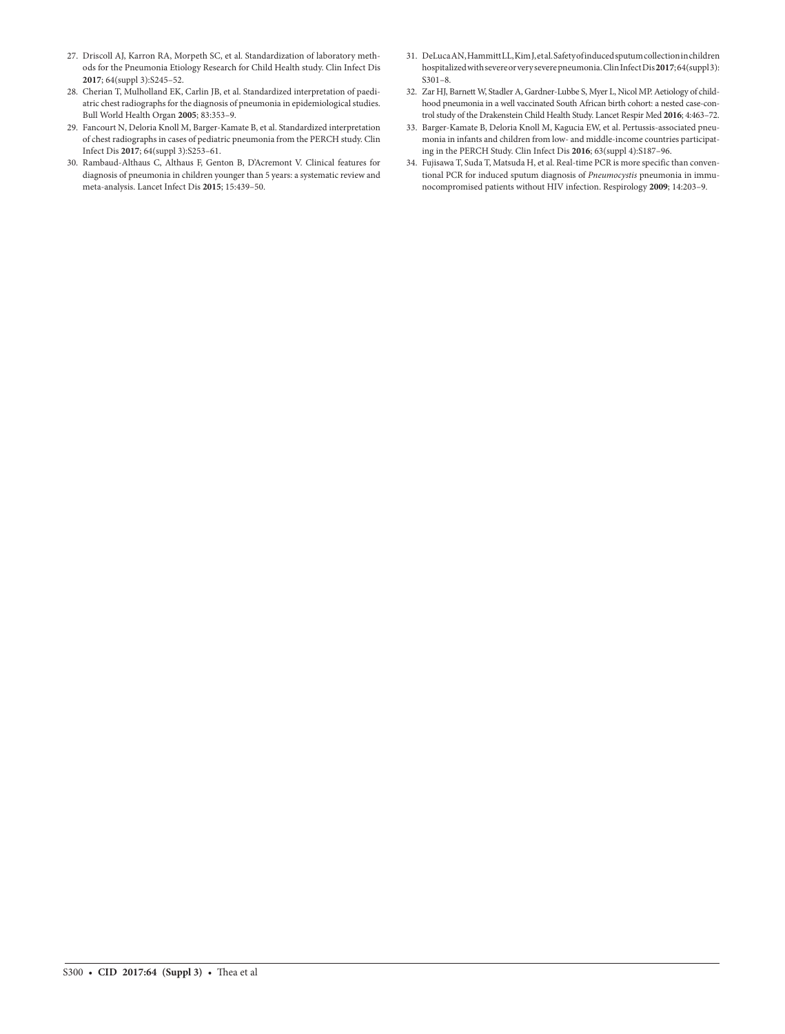27. Driscoll AJ, Karron RA, Morpeth SC, et al. Standardization of laboratory methods for the Pneumonia Etiology Research for Child Health study. Clin Infect Dis **2017**; 64(suppl 3):S245–52.
28. Cherian T, Mulholland EK, Carlin JB, et al. Standardized interpretation of paediatric chest radiographs for the diagnosis of pneumonia in epidemiological studies. Bull World Health Organ **2005**; 83:353–9.
29. Fancourt N, Deloria Knoll M, Barger-Kamate B, et al. Standardized interpretation of chest radiographs in cases of pediatric pneumonia from the PERCH study. Clin Infect Dis **2017**; 64(suppl 3):S253–61.
30. Rambaud-Althaus C, Althaus F, Genton B, D'Acremont V. Clinical features for diagnosis of pneumonia in children younger than 5 years: a systematic review and meta-analysis. Lancet Infect Dis **2015**; 15:439–50.
31. DeLuca AN, Hammitt LL, Kim J, et al. Safety of induced sputum collection in children hospitalized with severe or very severe pneumonia. Clin Infect Dis **2017**; 64(suppl 3): S301–8.
32. Zar HJ, Barnett W, Stadler A, Gardner-Lubbe S, Myer L, Nicol MP. Aetiology of childhood pneumonia in a well vaccinated South African birth cohort: a nested case-control study of the Drakenstein Child Health Study. Lancet Respir Med **2016**; 4:463–72.
33. Barger-Kamate B, Deloria Knoll M, Kagucia EW, et al. Pertussis-associated pneumonia in infants and children from low- and middle-income countries participating in the PERCH Study. Clin Infect Dis **2016**; 63(suppl 4):S187–96.
34. Fujisawa T, Suda T, Matsuda H, et al. Real-time PCR is more specific than conventional PCR for induced sputum diagnosis of *Pneumocystis* pneumonia in immunocompromised patients without HIV infection. Respirology **2009**; 14:203–9.